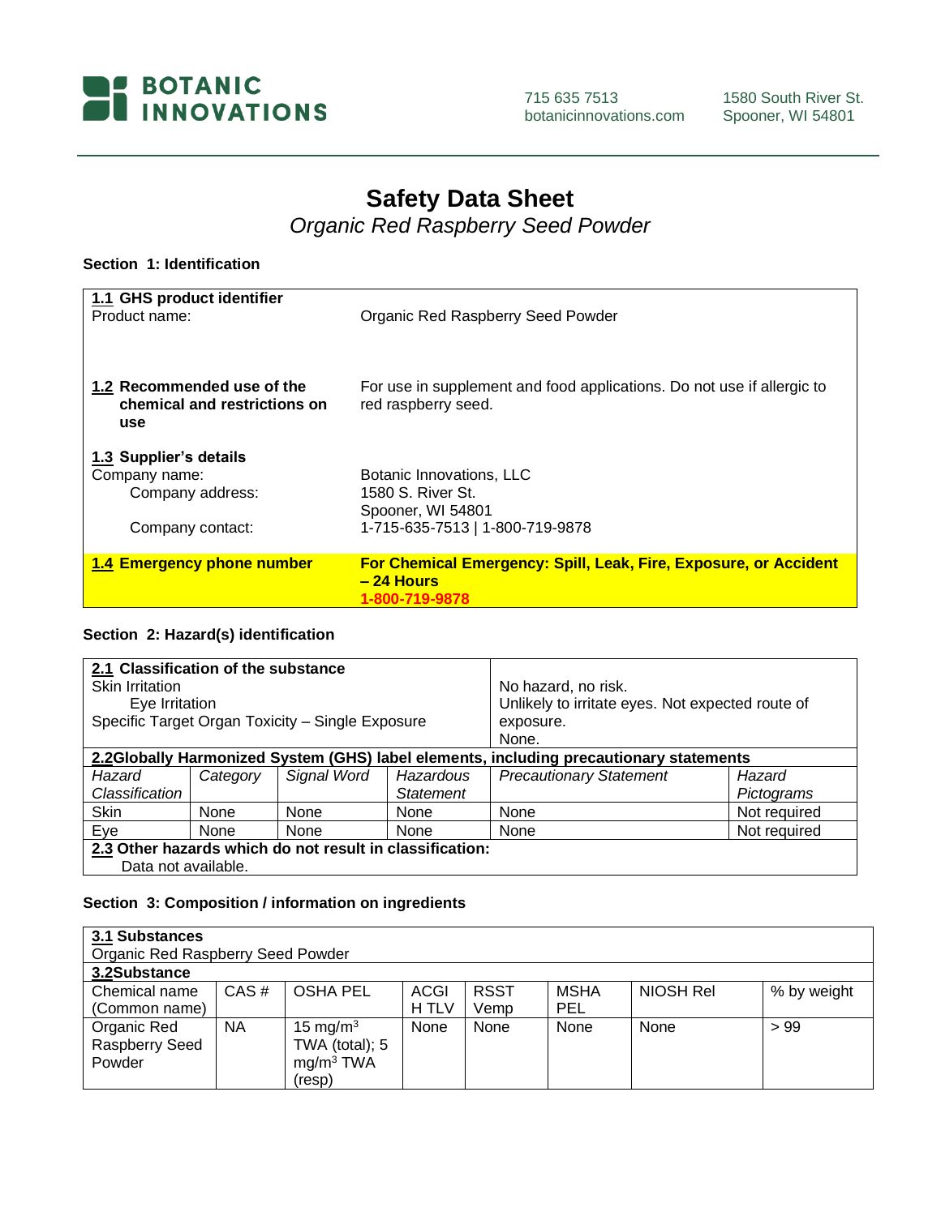BOTANIC INNOVATIONS

715 635 7513
botanicinnovations.com

1580 South River St.
Spooner, WI 54801

# Safety Data Sheet

*Organic Red Raspberry Seed Powder*

### Section 1: Identification

| | |
|---|---|
| **1.1 GHS product identifier** | |
| Product name: | Organic Red Raspberry Seed Powder |
| **1.2 Recommended use of the chemical and restrictions on use** | For use in supplement and food applications. Do not use if allergic to red raspberry seed. |
| **1.3 Supplier's details** | |
| Company name: | Botanic Innovations, LLC |
| Company address: | 1580 S. River St.<br>Spooner, WI 54801 |
| Company contact: | 1-715-635-7513 \| 1-800-719-9878 |
| **1.4 Emergency phone number** | **For Chemical Emergency: Spill, Leak, Fire, Exposure, or Accident – 24 Hours**<br>**1-800-719-9878** |

### Section 2: Hazard(s) identification

| | |
|---|---|
| **2.1 Classification of the substance** | |
| Skin Irritation | No hazard, no risk. |
| Eye Irritation | Unlikely to irritate eyes. Not expected route of exposure. |
| Specific Target Organ Toxicity – Single Exposure | None. |

**2.2 Globally Harmonized System (GHS) label elements, including precautionary statements**

| *Hazard Classification* | *Category* | *Signal Word* | *Hazardous Statement* | *Precautionary Statement* | *Hazard Pictograms* |
|---|---|---|---|---|---|
| Skin | None | None | None | None | Not required |
| Eye | None | None | None | None | Not required |

**2.3 Other hazards which do not result in classification:**
Data not available.

### Section 3: Composition / information on ingredients

**3.1 Substances**
Organic Red Raspberry Seed Powder

**3.2 Substance**

| Chemical name (Common name) | CAS # | OSHA PEL | ACGIH TLV | RSST Vemp | MSHA PEL | NIOSH Rel | % by weight |
|---|---|---|---|---|---|---|---|
| Organic Red Raspberry Seed Powder | NA | 15 $mg/m^3$ TWA (total); 5 $mg/m^3$ TWA (resp) | None | None | None | None | > 99 |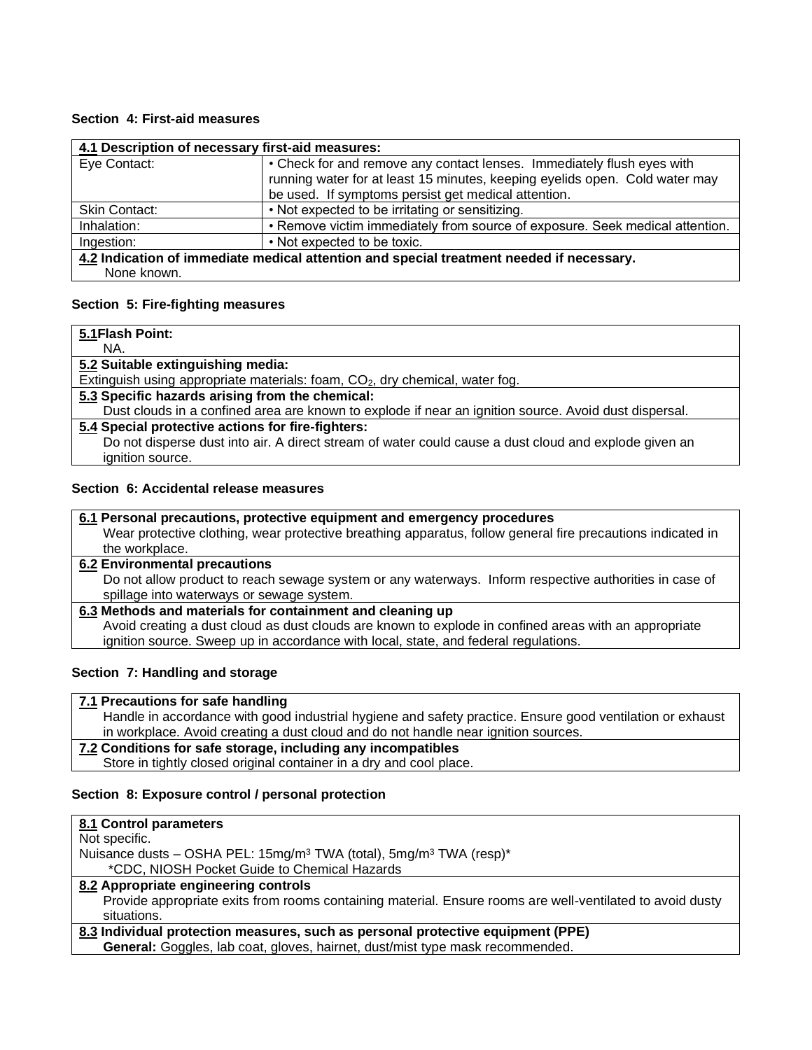## Section 4: First-aid measures

| **4.1 Description of necessary first-aid measures:** | |
|---|---|
| Eye Contact: | • Check for and remove any contact lenses. Immediately flush eyes with running water for at least 15 minutes, keeping eyelids open. Cold water may be used. If symptoms persist get medical attention. |
| Skin Contact: | • Not expected to be irritating or sensitizing. |
| Inhalation: | • Remove victim immediately from source of exposure. Seek medical attention. |
| Ingestion: | • Not expected to be toxic. |

**4.2 Indication of immediate medical attention and special treatment needed if necessary.**
None known.

## Section 5: Fire-fighting measures

**5.1 Flash Point:**
NA.

**5.2 Suitable extinguishing media:**
Extinguish using appropriate materials: foam, $CO_2$, dry chemical, water fog.

**5.3 Specific hazards arising from the chemical:**
Dust clouds in a confined area are known to explode if near an ignition source. Avoid dust dispersal.

**5.4 Special protective actions for fire-fighters:**
Do not disperse dust into air. A direct stream of water could cause a dust cloud and explode given an ignition source.

## Section 6: Accidental release measures

**6.1 Personal precautions, protective equipment and emergency procedures**
Wear protective clothing, wear protective breathing apparatus, follow general fire precautions indicated in the workplace.

**6.2 Environmental precautions**
Do not allow product to reach sewage system or any waterways. Inform respective authorities in case of spillage into waterways or sewage system.

**6.3 Methods and materials for containment and cleaning up**
Avoid creating a dust cloud as dust clouds are known to explode in confined areas with an appropriate ignition source. Sweep up in accordance with local, state, and federal regulations.

## Section 7: Handling and storage

**7.1 Precautions for safe handling**
Handle in accordance with good industrial hygiene and safety practice. Ensure good ventilation or exhaust in workplace. Avoid creating a dust cloud and do not handle near ignition sources.

**7.2 Conditions for safe storage, including any incompatibles**
Store in tightly closed original container in a dry and cool place.

## Section 8: Exposure control / personal protection

**8.1 Control parameters**
Not specific.
Nuisance dusts – OSHA PEL: 15mg/m$^3$ TWA (total), 5mg/m$^3$ TWA (resp)*
*CDC, NIOSH Pocket Guide to Chemical Hazards

**8.2 Appropriate engineering controls**
Provide appropriate exits from rooms containing material. Ensure rooms are well-ventilated to avoid dusty situations.

**8.3 Individual protection measures, such as personal protective equipment (PPE)**
**General:** Goggles, lab coat, gloves, hairnet, dust/mist type mask recommended.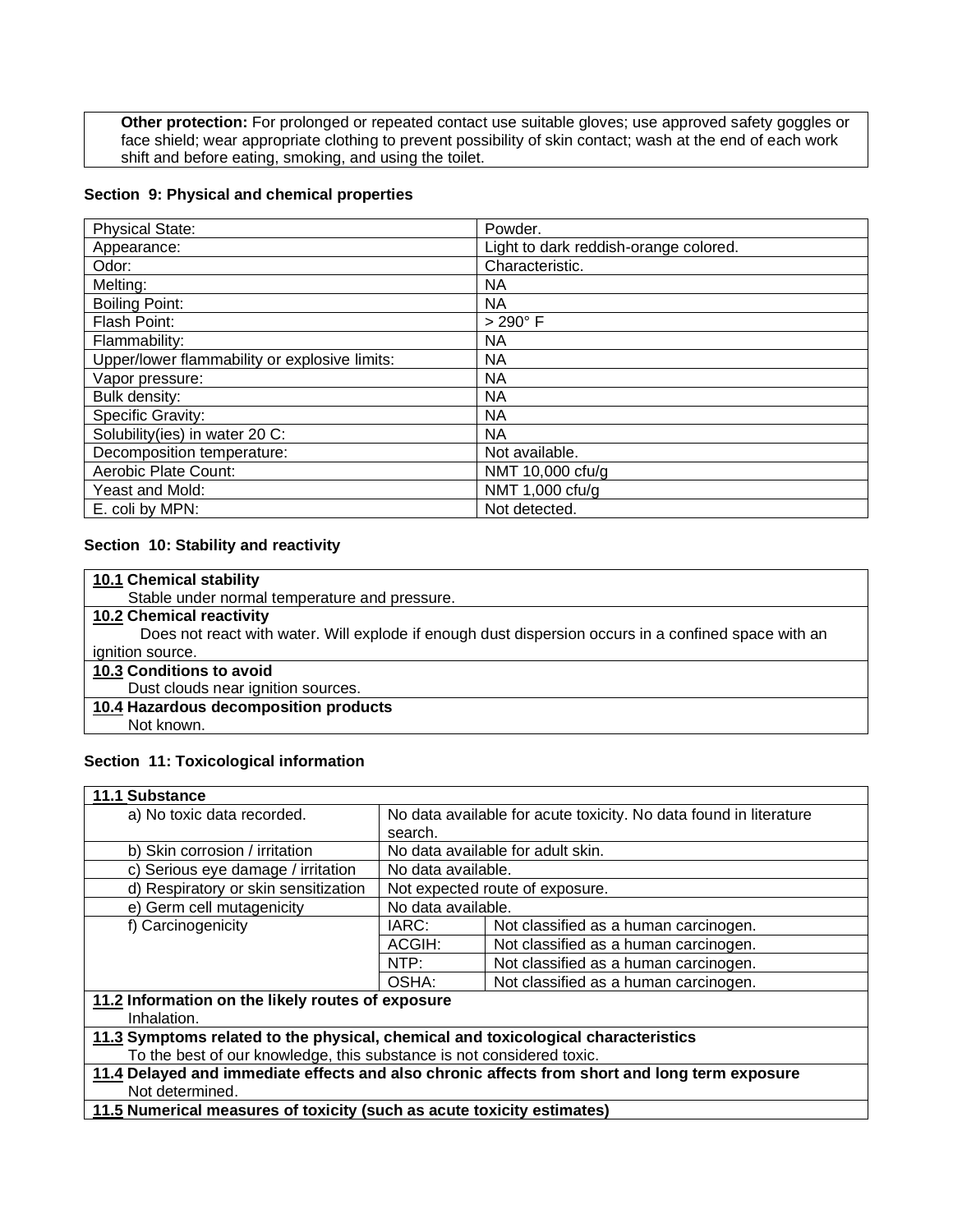**Other protection:** For prolonged or repeated contact use suitable gloves; use approved safety goggles or face shield; wear appropriate clothing to prevent possibility of skin contact; wash at the end of each work shift and before eating, smoking, and using the toilet.

### Section 9: Physical and chemical properties

| Physical State: | Powder. |
|---|---|
| Appearance: | Light to dark reddish-orange colored. |
| Odor: | Characteristic. |
| Melting: | NA |
| Boiling Point: | NA |
| Flash Point: | > 290° F |
| Flammability: | NA |
| Upper/lower flammability or explosive limits: | NA |
| Vapor pressure: | NA |
| Bulk density: | NA |
| Specific Gravity: | NA |
| Solubility(ies) in water 20 C: | NA |
| Decomposition temperature: | Not available. |
| Aerobic Plate Count: | NMT 10,000 cfu/g |
| Yeast and Mold: | NMT 1,000 cfu/g |
| E. coli by MPN: | Not detected. |

### Section 10: Stability and reactivity

**10.1 Chemical stability**
Stable under normal temperature and pressure.

**10.2 Chemical reactivity**
Does not react with water. Will explode if enough dust dispersion occurs in a confined space with an ignition source.

**10.3 Conditions to avoid**
Dust clouds near ignition sources.

**10.4 Hazardous decomposition products**
Not known.

### Section 11: Toxicological information

**11.1 Substance**

| | | |
|---|---|---|
| a) No toxic data recorded. | No data available for acute toxicity. No data found in literature search. | |
| b) Skin corrosion / irritation | No data available for adult skin. | |
| c) Serious eye damage / irritation | No data available. | |
| d) Respiratory or skin sensitization | Not expected route of exposure. | |
| e) Germ cell mutagenicity | No data available. | |
| f) Carcinogenicity | IARC: | Not classified as a human carcinogen. |
| | ACGIH: | Not classified as a human carcinogen. |
| | NTP: | Not classified as a human carcinogen. |
| | OSHA: | Not classified as a human carcinogen. |

**11.2 Information on the likely routes of exposure**
Inhalation.

**11.3 Symptoms related to the physical, chemical and toxicological characteristics**
To the best of our knowledge, this substance is not considered toxic.

**11.4 Delayed and immediate effects and also chronic affects from short and long term exposure**
Not determined.

**11.5 Numerical measures of toxicity (such as acute toxicity estimates)**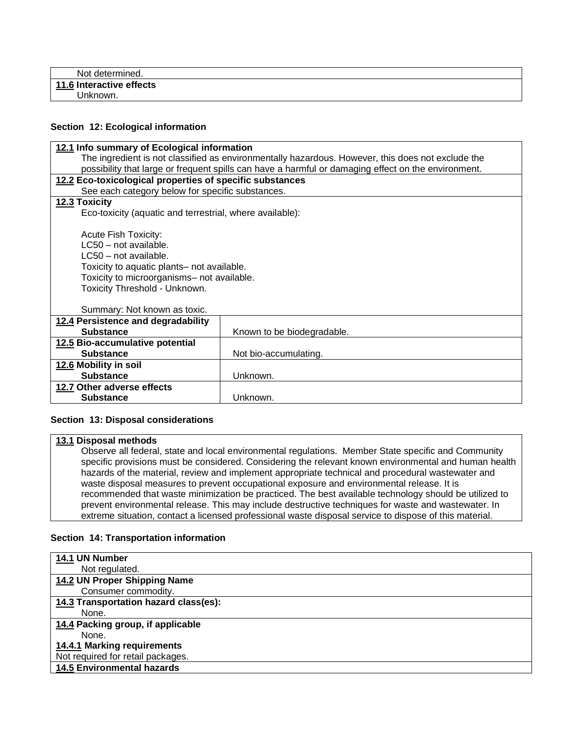Not determined.

**11.6 Interactive effects**

Unknown.

## Section 12: Ecological information

**12.1 Info summary of Ecological information**

The ingredient is not classified as environmentally hazardous. However, this does not exclude the possibility that large or frequent spills can have a harmful or damaging effect on the environment.

**12.2 Eco-toxicological properties of specific substances**

See each category below for specific substances.

**12.3 Toxicity**

Eco-toxicity (aquatic and terrestrial, where available):

Acute Fish Toxicity:
LC50 – not available.
LC50 – not available.
Toxicity to aquatic plants– not available.
Toxicity to microorganisms– not available.
Toxicity Threshold - Unknown.

Summary: Not known as toxic.

| | |
|---|---|
| **12.4 Persistence and degradability** | |
| **Substance** | Known to be biodegradable. |
| **12.5 Bio-accumulative potential** | |
| **Substance** | Not bio-accumulating. |
| **12.6 Mobility in soil** | |
| **Substance** | Unknown. |
| **12.7 Other adverse effects** | |
| **Substance** | Unknown. |

## Section 13: Disposal considerations

**13.1 Disposal methods**

Observe all federal, state and local environmental regulations. Member State specific and Community specific provisions must be considered. Considering the relevant known environmental and human health hazards of the material, review and implement appropriate technical and procedural wastewater and waste disposal measures to prevent occupational exposure and environmental release. It is recommended that waste minimization be practiced. The best available technology should be utilized to prevent environmental release. This may include destructive techniques for waste and wastewater. In extreme situation, contact a licensed professional waste disposal service to dispose of this material.

## Section 14: Transportation information

**14.1 UN Number**

Not regulated.

**14.2 UN Proper Shipping Name**

Consumer commodity.

**14.3 Transportation hazard class(es):**

None.

**14.4 Packing group, if applicable**

None.

**14.4.1 Marking requirements**

Not required for retail packages.

**14.5 Environmental hazards**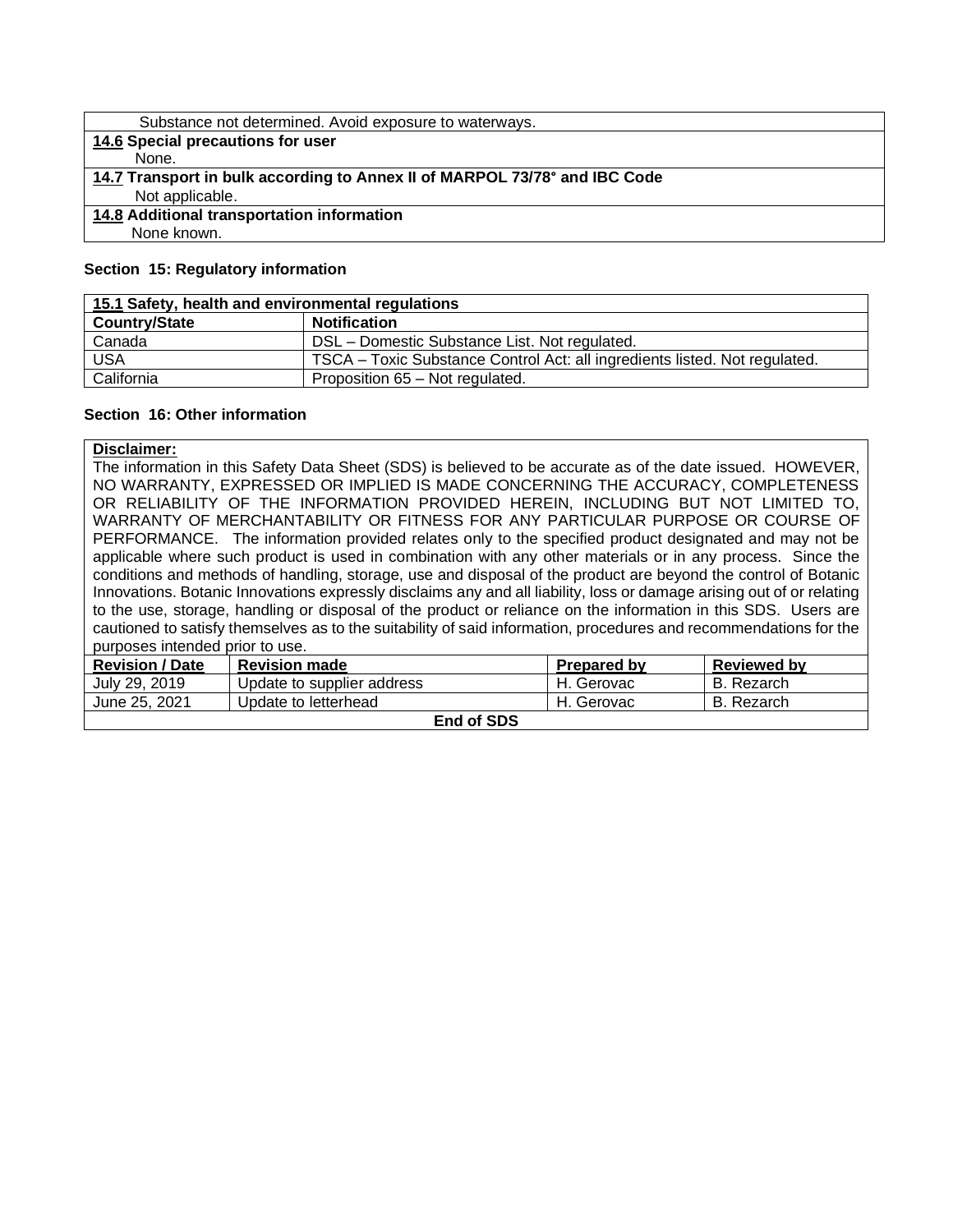Substance not determined. Avoid exposure to waterways.

**14.6 Special precautions for user**

None.

**14.7 Transport in bulk according to Annex II of MARPOL 73/78° and IBC Code**

Not applicable.

**14.8 Additional transportation information**

None known.

## Section 15: Regulatory information

| 15.1 Safety, health and environmental regulations | |
|---|---|
| **Country/State** | **Notification** |
| Canada | DSL – Domestic Substance List. Not regulated. |
| USA | TSCA – Toxic Substance Control Act: all ingredients listed. Not regulated. |
| California | Proposition 65 – Not regulated. |

## Section 16: Other information

**Disclaimer:**

The information in this Safety Data Sheet (SDS) is believed to be accurate as of the date issued. HOWEVER, NO WARRANTY, EXPRESSED OR IMPLIED IS MADE CONCERNING THE ACCURACY, COMPLETENESS OR RELIABILITY OF THE INFORMATION PROVIDED HEREIN, INCLUDING BUT NOT LIMITED TO, WARRANTY OF MERCHANTABILITY OR FITNESS FOR ANY PARTICULAR PURPOSE OR COURSE OF PERFORMANCE. The information provided relates only to the specified product designated and may not be applicable where such product is used in combination with any other materials or in any process. Since the conditions and methods of handling, storage, use and disposal of the product are beyond the control of Botanic Innovations. Botanic Innovations expressly disclaims any and all liability, loss or damage arising out of or relating to the use, storage, handling or disposal of the product or reliance on the information in this SDS. Users are cautioned to satisfy themselves as to the suitability of said information, procedures and recommendations for the purposes intended prior to use.

| Revision / Date | Revision made | Prepared by | Reviewed by |
|---|---|---|---|
| July 29, 2019 | Update to supplier address | H. Gerovac | B. Rezarch |
| June 25, 2021 | Update to letterhead | H. Gerovac | B. Rezarch |

**End of SDS**